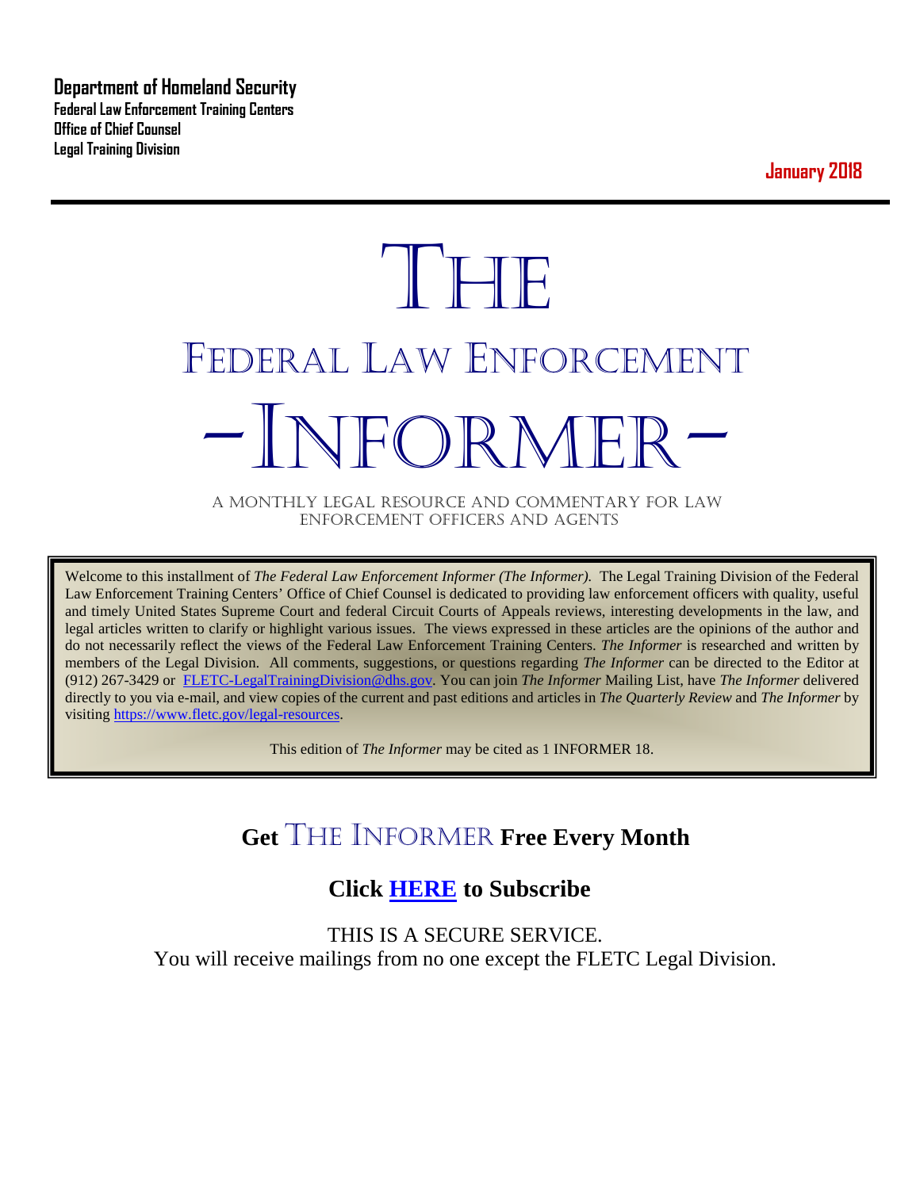**Department of Homeland Security**
**Federal Law Enforcement Training Centers**
**Office of Chief Counsel**
**Legal Training Division**

**January 2018**

# THE
# FEDERAL LAW ENFORCEMENT
# -INFORMER-

A MONTHLY LEGAL RESOURCE AND COMMENTARY FOR LAW ENFORCEMENT OFFICERS AND AGENTS

Welcome to this installment of *The Federal Law Enforcement Informer (The Informer).* The Legal Training Division of the Federal Law Enforcement Training Centers' Office of Chief Counsel is dedicated to providing law enforcement officers with quality, useful and timely United States Supreme Court and federal Circuit Courts of Appeals reviews, interesting developments in the law, and legal articles written to clarify or highlight various issues. The views expressed in these articles are the opinions of the author and do not necessarily reflect the views of the Federal Law Enforcement Training Centers. *The Informer* is researched and written by members of the Legal Division. All comments, suggestions, or questions regarding *The Informer* can be directed to the Editor at (912) 267-3429 or FLETC-LegalTrainingDivision@dhs.gov. You can join *The Informer* Mailing List, have *The Informer* delivered directly to you via e-mail, and view copies of the current and past editions and articles in *The Quarterly Review* and *The Informer* by visiting https://www.fletc.gov/legal-resources.

This edition of *The Informer* may be cited as 1 INFORMER 18.

## Get THE INFORMER Free Every Month

## Click HERE to Subscribe

THIS IS A SECURE SERVICE.
You will receive mailings from no one except the FLETC Legal Division.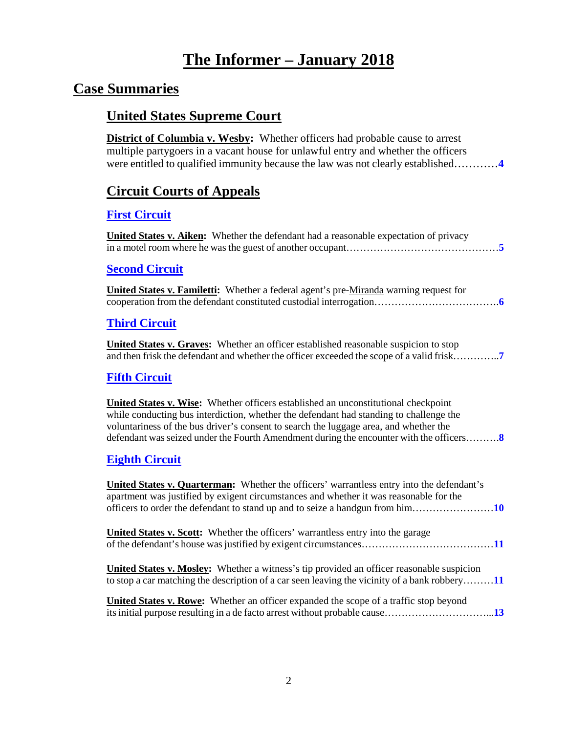# The Informer – January 2018

## Case Summaries

### United States Supreme Court

**District of Columbia v. Wesby:** Whether officers had probable cause to arrest multiple partygoers in a vacant house for unlawful entry and whether the officers were entitled to qualified immunity because the law was not clearly established…………**4**

### Circuit Courts of Appeals

#### First Circuit

**United States v. Aiken:** Whether the defendant had a reasonable expectation of privacy in a motel room where he was the guest of another occupant………………………………………**5**

#### Second Circuit

**United States v. Familetti:** Whether a federal agent's pre-Miranda warning request for cooperation from the defendant constituted custodial interrogation……………………………….**6**

#### Third Circuit

**United States v. Graves:** Whether an officer established reasonable suspicion to stop and then frisk the defendant and whether the officer exceeded the scope of a valid frisk………….**7**

#### Fifth Circuit

**United States v. Wise:** Whether officers established an unconstitutional checkpoint while conducting bus interdiction, whether the defendant had standing to challenge the voluntariness of the bus driver's consent to search the luggage area, and whether the defendant was seized under the Fourth Amendment during the encounter with the officers……….**8**

#### Eighth Circuit

**United States v. Quarterman:** Whether the officers' warrantless entry into the defendant's apartment was justified by exigent circumstances and whether it was reasonable for the officers to order the defendant to stand up and to seize a handgun from him……………………**10**

**United States v. Scott:** Whether the officers' warrantless entry into the garage of the defendant's house was justified by exigent circumstances…………………………………**11**

**United States v. Mosley:** Whether a witness's tip provided an officer reasonable suspicion to stop a car matching the description of a car seen leaving the vicinity of a bank robbery………**11**

**United States v. Rowe:** Whether an officer expanded the scope of a traffic stop beyond its initial purpose resulting in a de facto arrest without probable cause…………………………...**13**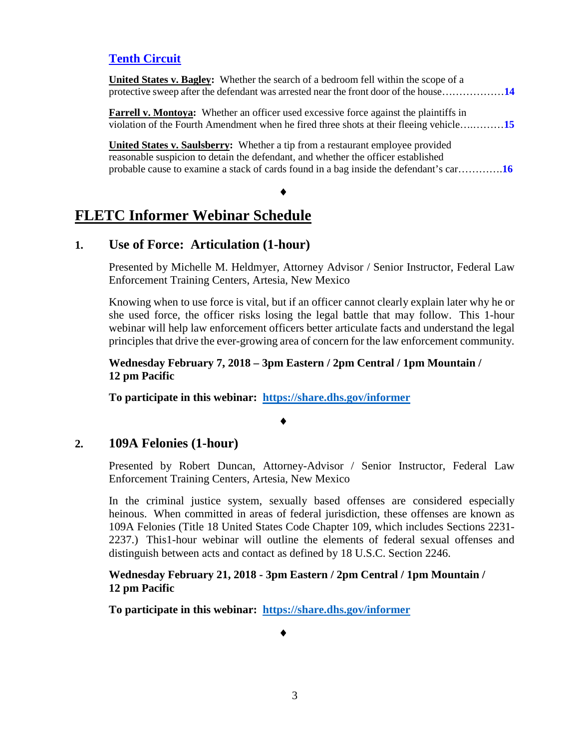### Tenth Circuit

**United States v. Bagley:** Whether the search of a bedroom fell within the scope of a protective sweep after the defendant was arrested near the front door of the house……………….**14**

**Farrell v. Montoya:** Whether an officer used excessive force against the plaintiffs in violation of the Fourth Amendment when he fired three shots at their fleeing vehicle….……….**15**

**United States v. Saulsberry:** Whether a tip from a restaurant employee provided reasonable suspicion to detain the defendant, and whether the officer established probable cause to examine a stack of cards found in a bag inside the defendant's car………….**16**

♦

## FLETC Informer Webinar Schedule

### 1. Use of Force: Articulation (1-hour)

Presented by Michelle M. Heldmyer, Attorney Advisor / Senior Instructor, Federal Law Enforcement Training Centers, Artesia, New Mexico

Knowing when to use force is vital, but if an officer cannot clearly explain later why he or she used force, the officer risks losing the legal battle that may follow. This 1-hour webinar will help law enforcement officers better articulate facts and understand the legal principles that drive the ever-growing area of concern for the law enforcement community.

**Wednesday February 7, 2018 – 3pm Eastern / 2pm Central / 1pm Mountain / 12 pm Pacific**

**To participate in this webinar: https://share.dhs.gov/informer**

♦

### 2. 109A Felonies (1-hour)

Presented by Robert Duncan, Attorney-Advisor / Senior Instructor, Federal Law Enforcement Training Centers, Artesia, New Mexico

In the criminal justice system, sexually based offenses are considered especially heinous. When committed in areas of federal jurisdiction, these offenses are known as 109A Felonies (Title 18 United States Code Chapter 109, which includes Sections 2231-2237.) This1-hour webinar will outline the elements of federal sexual offenses and distinguish between acts and contact as defined by 18 U.S.C. Section 2246.

**Wednesday February 21, 2018 - 3pm Eastern / 2pm Central / 1pm Mountain / 12 pm Pacific**

**To participate in this webinar: https://share.dhs.gov/informer**

♦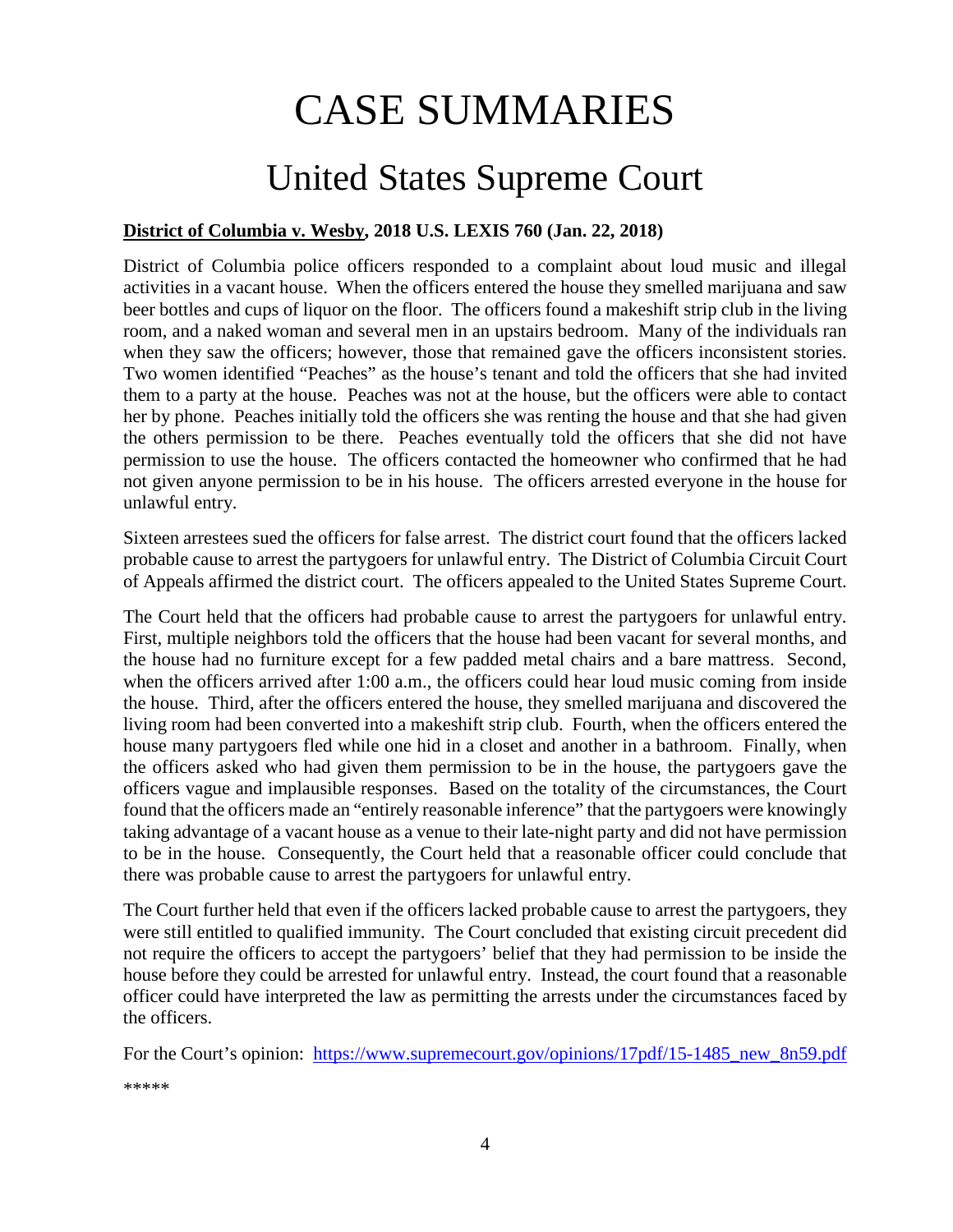# CASE SUMMARIES

## United States Supreme Court

**District of Columbia v. Wesby, 2018 U.S. LEXIS 760 (Jan. 22, 2018)**

District of Columbia police officers responded to a complaint about loud music and illegal activities in a vacant house. When the officers entered the house they smelled marijuana and saw beer bottles and cups of liquor on the floor. The officers found a makeshift strip club in the living room, and a naked woman and several men in an upstairs bedroom. Many of the individuals ran when they saw the officers; however, those that remained gave the officers inconsistent stories. Two women identified "Peaches" as the house's tenant and told the officers that she had invited them to a party at the house. Peaches was not at the house, but the officers were able to contact her by phone. Peaches initially told the officers she was renting the house and that she had given the others permission to be there. Peaches eventually told the officers that she did not have permission to use the house. The officers contacted the homeowner who confirmed that he had not given anyone permission to be in his house. The officers arrested everyone in the house for unlawful entry.

Sixteen arrestees sued the officers for false arrest. The district court found that the officers lacked probable cause to arrest the partygoers for unlawful entry. The District of Columbia Circuit Court of Appeals affirmed the district court. The officers appealed to the United States Supreme Court.

The Court held that the officers had probable cause to arrest the partygoers for unlawful entry. First, multiple neighbors told the officers that the house had been vacant for several months, and the house had no furniture except for a few padded metal chairs and a bare mattress. Second, when the officers arrived after 1:00 a.m., the officers could hear loud music coming from inside the house. Third, after the officers entered the house, they smelled marijuana and discovered the living room had been converted into a makeshift strip club. Fourth, when the officers entered the house many partygoers fled while one hid in a closet and another in a bathroom. Finally, when the officers asked who had given them permission to be in the house, the partygoers gave the officers vague and implausible responses. Based on the totality of the circumstances, the Court found that the officers made an "entirely reasonable inference" that the partygoers were knowingly taking advantage of a vacant house as a venue to their late-night party and did not have permission to be in the house. Consequently, the Court held that a reasonable officer could conclude that there was probable cause to arrest the partygoers for unlawful entry.

The Court further held that even if the officers lacked probable cause to arrest the partygoers, they were still entitled to qualified immunity. The Court concluded that existing circuit precedent did not require the officers to accept the partygoers' belief that they had permission to be inside the house before they could be arrested for unlawful entry. Instead, the court found that a reasonable officer could have interpreted the law as permitting the arrests under the circumstances faced by the officers.

For the Court's opinion: https://www.supremecourt.gov/opinions/17pdf/15-1485_new_8n59.pdf

*****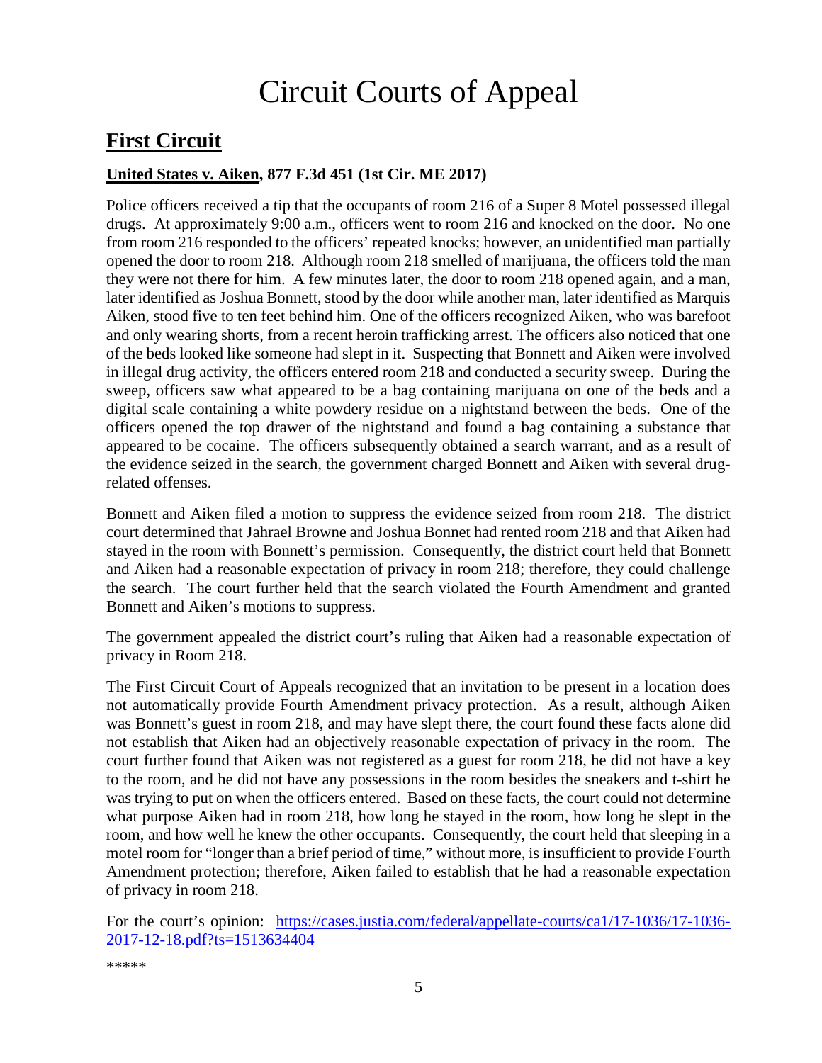# Circuit Courts of Appeal

## First Circuit

### United States v. Aiken, 877 F.3d 451 (1st Cir. ME 2017)

Police officers received a tip that the occupants of room 216 of a Super 8 Motel possessed illegal drugs. At approximately 9:00 a.m., officers went to room 216 and knocked on the door. No one from room 216 responded to the officers' repeated knocks; however, an unidentified man partially opened the door to room 218. Although room 218 smelled of marijuana, the officers told the man they were not there for him. A few minutes later, the door to room 218 opened again, and a man, later identified as Joshua Bonnett, stood by the door while another man, later identified as Marquis Aiken, stood five to ten feet behind him. One of the officers recognized Aiken, who was barefoot and only wearing shorts, from a recent heroin trafficking arrest. The officers also noticed that one of the beds looked like someone had slept in it. Suspecting that Bonnett and Aiken were involved in illegal drug activity, the officers entered room 218 and conducted a security sweep. During the sweep, officers saw what appeared to be a bag containing marijuana on one of the beds and a digital scale containing a white powdery residue on a nightstand between the beds. One of the officers opened the top drawer of the nightstand and found a bag containing a substance that appeared to be cocaine. The officers subsequently obtained a search warrant, and as a result of the evidence seized in the search, the government charged Bonnett and Aiken with several drug-related offenses.

Bonnett and Aiken filed a motion to suppress the evidence seized from room 218. The district court determined that Jahrael Browne and Joshua Bonnet had rented room 218 and that Aiken had stayed in the room with Bonnett's permission. Consequently, the district court held that Bonnett and Aiken had a reasonable expectation of privacy in room 218; therefore, they could challenge the search. The court further held that the search violated the Fourth Amendment and granted Bonnett and Aiken's motions to suppress.

The government appealed the district court's ruling that Aiken had a reasonable expectation of privacy in Room 218.

The First Circuit Court of Appeals recognized that an invitation to be present in a location does not automatically provide Fourth Amendment privacy protection. As a result, although Aiken was Bonnett's guest in room 218, and may have slept there, the court found these facts alone did not establish that Aiken had an objectively reasonable expectation of privacy in the room. The court further found that Aiken was not registered as a guest for room 218, he did not have a key to the room, and he did not have any possessions in the room besides the sneakers and t-shirt he was trying to put on when the officers entered. Based on these facts, the court could not determine what purpose Aiken had in room 218, how long he stayed in the room, how long he slept in the room, and how well he knew the other occupants. Consequently, the court held that sleeping in a motel room for "longer than a brief period of time," without more, is insufficient to provide Fourth Amendment protection; therefore, Aiken failed to establish that he had a reasonable expectation of privacy in room 218.

For the court's opinion: [https://cases.justia.com/federal/appellate-courts/ca1/17-1036/17-1036-2017-12-18.pdf?ts=1513634404](https://cases.justia.com/federal/appellate-courts/ca1/17-1036/17-1036-2017-12-18.pdf?ts=1513634404)

*****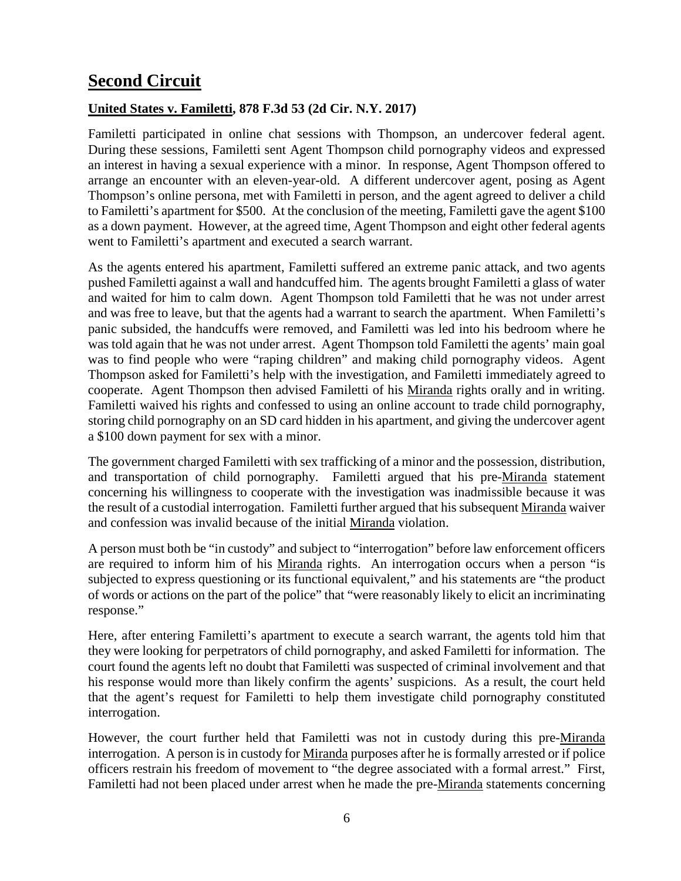# **Second Circuit**

### **United States v. Familetti, 878 F.3d 53 (2d Cir. N.Y. 2017)**

Familetti participated in online chat sessions with Thompson, an undercover federal agent. During these sessions, Familetti sent Agent Thompson child pornography videos and expressed an interest in having a sexual experience with a minor. In response, Agent Thompson offered to arrange an encounter with an eleven-year-old. A different undercover agent, posing as Agent Thompson's online persona, met with Familetti in person, and the agent agreed to deliver a child to Familetti's apartment for $500. At the conclusion of the meeting, Familetti gave the agent $100 as a down payment. However, at the agreed time, Agent Thompson and eight other federal agents went to Familetti's apartment and executed a search warrant.

As the agents entered his apartment, Familetti suffered an extreme panic attack, and two agents pushed Familetti against a wall and handcuffed him. The agents brought Familetti a glass of water and waited for him to calm down. Agent Thompson told Familetti that he was not under arrest and was free to leave, but that the agents had a warrant to search the apartment. When Familetti's panic subsided, the handcuffs were removed, and Familetti was led into his bedroom where he was told again that he was not under arrest. Agent Thompson told Familetti the agents' main goal was to find people who were "raping children" and making child pornography videos. Agent Thompson asked for Familetti's help with the investigation, and Familetti immediately agreed to cooperate. Agent Thompson then advised Familetti of his Miranda rights orally and in writing. Familetti waived his rights and confessed to using an online account to trade child pornography, storing child pornography on an SD card hidden in his apartment, and giving the undercover agent a $100 down payment for sex with a minor.

The government charged Familetti with sex trafficking of a minor and the possession, distribution, and transportation of child pornography. Familetti argued that his pre-Miranda statement concerning his willingness to cooperate with the investigation was inadmissible because it was the result of a custodial interrogation. Familetti further argued that his subsequent Miranda waiver and confession was invalid because of the initial Miranda violation.

A person must both be "in custody" and subject to "interrogation" before law enforcement officers are required to inform him of his Miranda rights. An interrogation occurs when a person "is subjected to express questioning or its functional equivalent," and his statements are "the product of words or actions on the part of the police" that "were reasonably likely to elicit an incriminating response."

Here, after entering Familetti's apartment to execute a search warrant, the agents told him that they were looking for perpetrators of child pornography, and asked Familetti for information. The court found the agents left no doubt that Familetti was suspected of criminal involvement and that his response would more than likely confirm the agents' suspicions. As a result, the court held that the agent's request for Familetti to help them investigate child pornography constituted interrogation.

However, the court further held that Familetti was not in custody during this pre-Miranda interrogation. A person is in custody for Miranda purposes after he is formally arrested or if police officers restrain his freedom of movement to "the degree associated with a formal arrest." First, Familetti had not been placed under arrest when he made the pre-Miranda statements concerning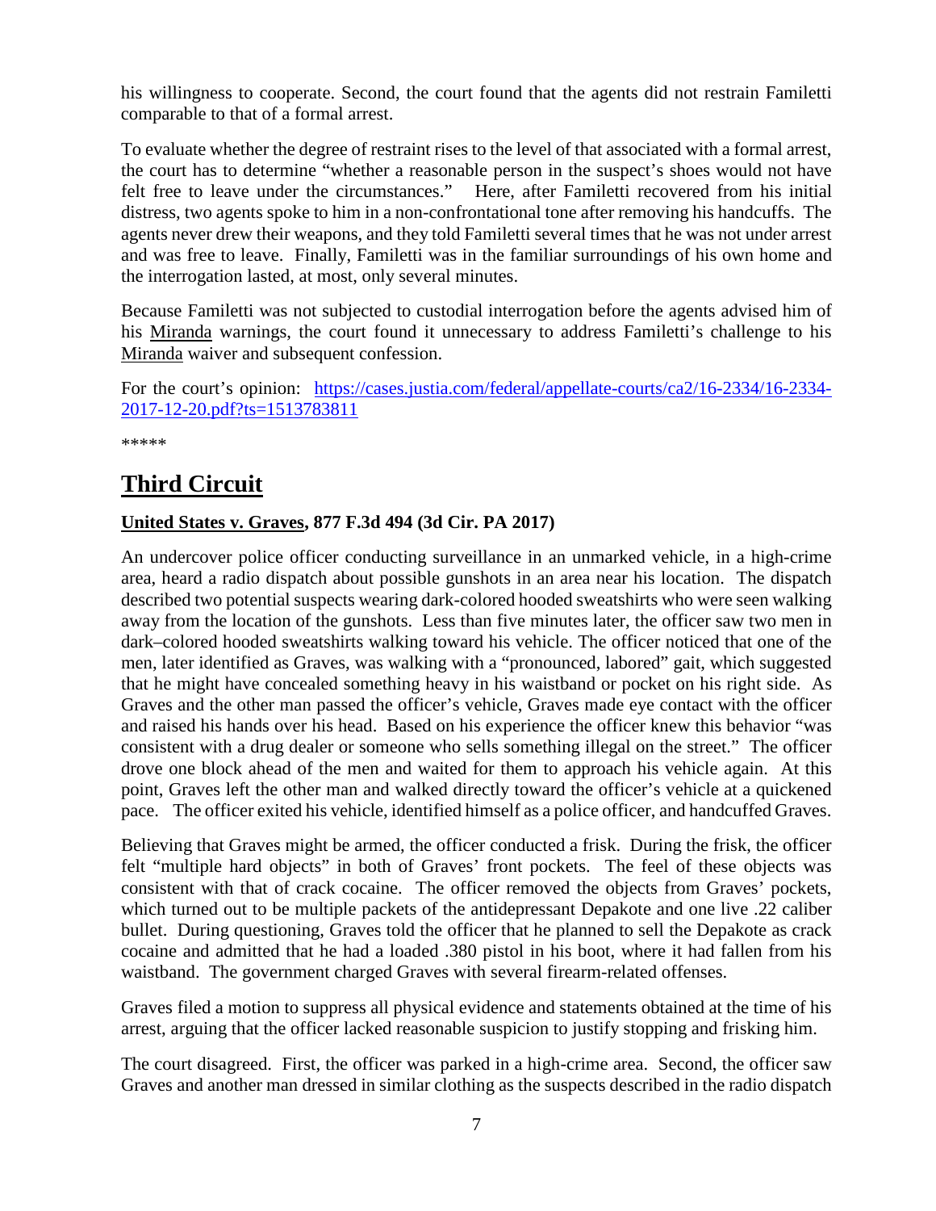his willingness to cooperate. Second, the court found that the agents did not restrain Familetti comparable to that of a formal arrest.

To evaluate whether the degree of restraint rises to the level of that associated with a formal arrest, the court has to determine "whether a reasonable person in the suspect's shoes would not have felt free to leave under the circumstances." Here, after Familetti recovered from his initial distress, two agents spoke to him in a non-confrontational tone after removing his handcuffs. The agents never drew their weapons, and they told Familetti several times that he was not under arrest and was free to leave. Finally, Familetti was in the familiar surroundings of his own home and the interrogation lasted, at most, only several minutes.

Because Familetti was not subjected to custodial interrogation before the agents advised him of his Miranda warnings, the court found it unnecessary to address Familetti's challenge to his Miranda waiver and subsequent confession.

For the court's opinion: [https://cases.justia.com/federal/appellate-courts/ca2/16-2334/16-2334-2017-12-20.pdf?ts=1513783811](https://cases.justia.com/federal/appellate-courts/ca2/16-2334/16-2334-2017-12-20.pdf?ts=1513783811)

*****

## Third Circuit

**United States v. Graves, 877 F.3d 494 (3d Cir. PA 2017)**

An undercover police officer conducting surveillance in an unmarked vehicle, in a high-crime area, heard a radio dispatch about possible gunshots in an area near his location. The dispatch described two potential suspects wearing dark-colored hooded sweatshirts who were seen walking away from the location of the gunshots. Less than five minutes later, the officer saw two men in dark–colored hooded sweatshirts walking toward his vehicle. The officer noticed that one of the men, later identified as Graves, was walking with a "pronounced, labored" gait, which suggested that he might have concealed something heavy in his waistband or pocket on his right side. As Graves and the other man passed the officer's vehicle, Graves made eye contact with the officer and raised his hands over his head. Based on his experience the officer knew this behavior "was consistent with a drug dealer or someone who sells something illegal on the street." The officer drove one block ahead of the men and waited for them to approach his vehicle again. At this point, Graves left the other man and walked directly toward the officer's vehicle at a quickened pace. The officer exited his vehicle, identified himself as a police officer, and handcuffed Graves.

Believing that Graves might be armed, the officer conducted a frisk. During the frisk, the officer felt "multiple hard objects" in both of Graves' front pockets. The feel of these objects was consistent with that of crack cocaine. The officer removed the objects from Graves' pockets, which turned out to be multiple packets of the antidepressant Depakote and one live .22 caliber bullet. During questioning, Graves told the officer that he planned to sell the Depakote as crack cocaine and admitted that he had a loaded .380 pistol in his boot, where it had fallen from his waistband. The government charged Graves with several firearm-related offenses.

Graves filed a motion to suppress all physical evidence and statements obtained at the time of his arrest, arguing that the officer lacked reasonable suspicion to justify stopping and frisking him.

The court disagreed. First, the officer was parked in a high-crime area. Second, the officer saw Graves and another man dressed in similar clothing as the suspects described in the radio dispatch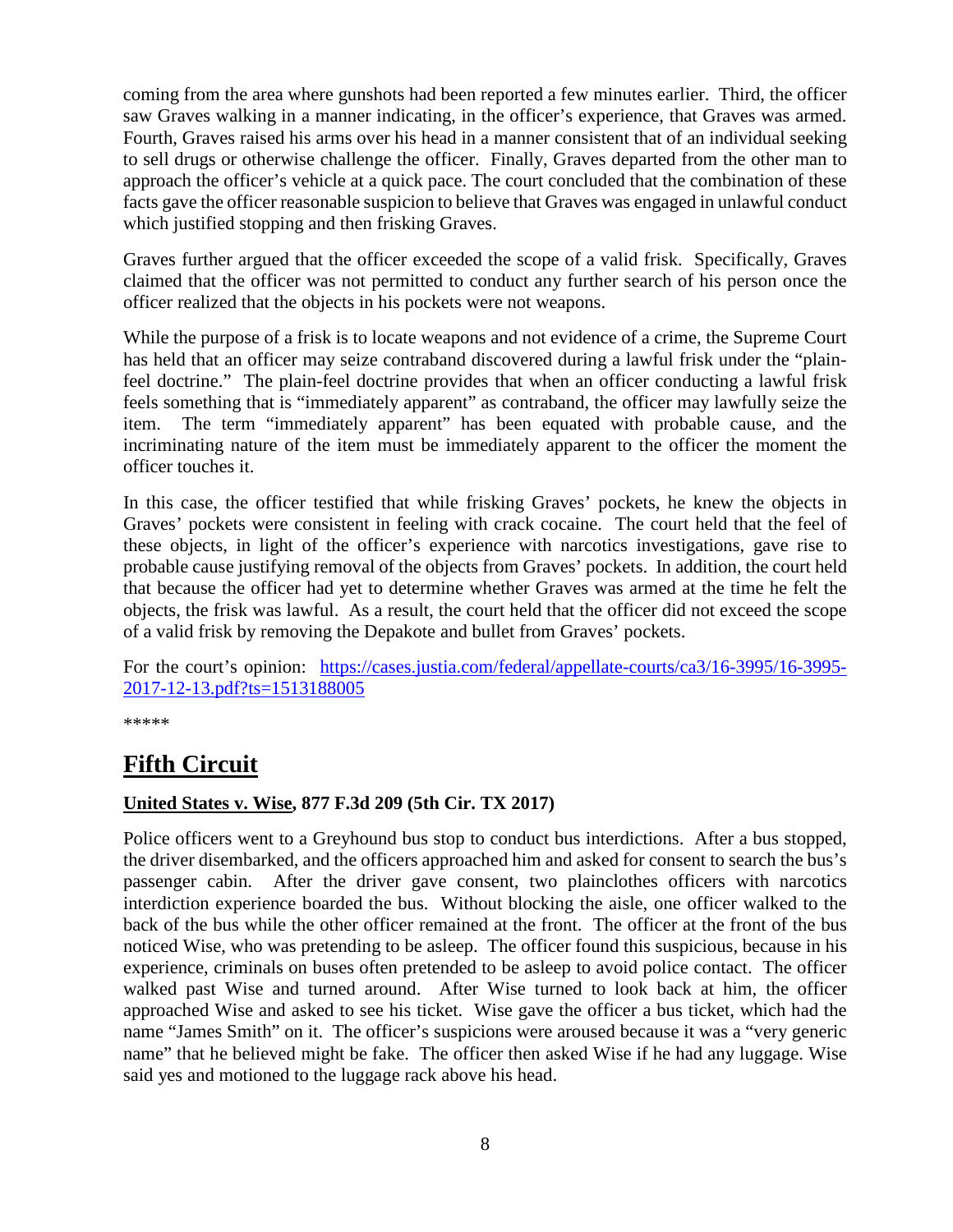coming from the area where gunshots had been reported a few minutes earlier. Third, the officer saw Graves walking in a manner indicating, in the officer's experience, that Graves was armed. Fourth, Graves raised his arms over his head in a manner consistent that of an individual seeking to sell drugs or otherwise challenge the officer. Finally, Graves departed from the other man to approach the officer's vehicle at a quick pace. The court concluded that the combination of these facts gave the officer reasonable suspicion to believe that Graves was engaged in unlawful conduct which justified stopping and then frisking Graves.

Graves further argued that the officer exceeded the scope of a valid frisk. Specifically, Graves claimed that the officer was not permitted to conduct any further search of his person once the officer realized that the objects in his pockets were not weapons.

While the purpose of a frisk is to locate weapons and not evidence of a crime, the Supreme Court has held that an officer may seize contraband discovered during a lawful frisk under the "plain-feel doctrine." The plain-feel doctrine provides that when an officer conducting a lawful frisk feels something that is "immediately apparent" as contraband, the officer may lawfully seize the item. The term "immediately apparent" has been equated with probable cause, and the incriminating nature of the item must be immediately apparent to the officer the moment the officer touches it.

In this case, the officer testified that while frisking Graves' pockets, he knew the objects in Graves' pockets were consistent in feeling with crack cocaine. The court held that the feel of these objects, in light of the officer's experience with narcotics investigations, gave rise to probable cause justifying removal of the objects from Graves' pockets. In addition, the court held that because the officer had yet to determine whether Graves was armed at the time he felt the objects, the frisk was lawful. As a result, the court held that the officer did not exceed the scope of a valid frisk by removing the Depakote and bullet from Graves' pockets.

For the court's opinion: [https://cases.justia.com/federal/appellate-courts/ca3/16-3995/16-3995-2017-12-13.pdf?ts=1513188005](https://cases.justia.com/federal/appellate-courts/ca3/16-3995/16-3995-2017-12-13.pdf?ts=1513188005)

*****

# Fifth Circuit

### United States v. Wise, 877 F.3d 209 (5th Cir. TX 2017)

Police officers went to a Greyhound bus stop to conduct bus interdictions. After a bus stopped, the driver disembarked, and the officers approached him and asked for consent to search the bus's passenger cabin. After the driver gave consent, two plainclothes officers with narcotics interdiction experience boarded the bus. Without blocking the aisle, one officer walked to the back of the bus while the other officer remained at the front. The officer at the front of the bus noticed Wise, who was pretending to be asleep. The officer found this suspicious, because in his experience, criminals on buses often pretended to be asleep to avoid police contact. The officer walked past Wise and turned around. After Wise turned to look back at him, the officer approached Wise and asked to see his ticket. Wise gave the officer a bus ticket, which had the name "James Smith" on it. The officer's suspicions were aroused because it was a "very generic name" that he believed might be fake. The officer then asked Wise if he had any luggage. Wise said yes and motioned to the luggage rack above his head.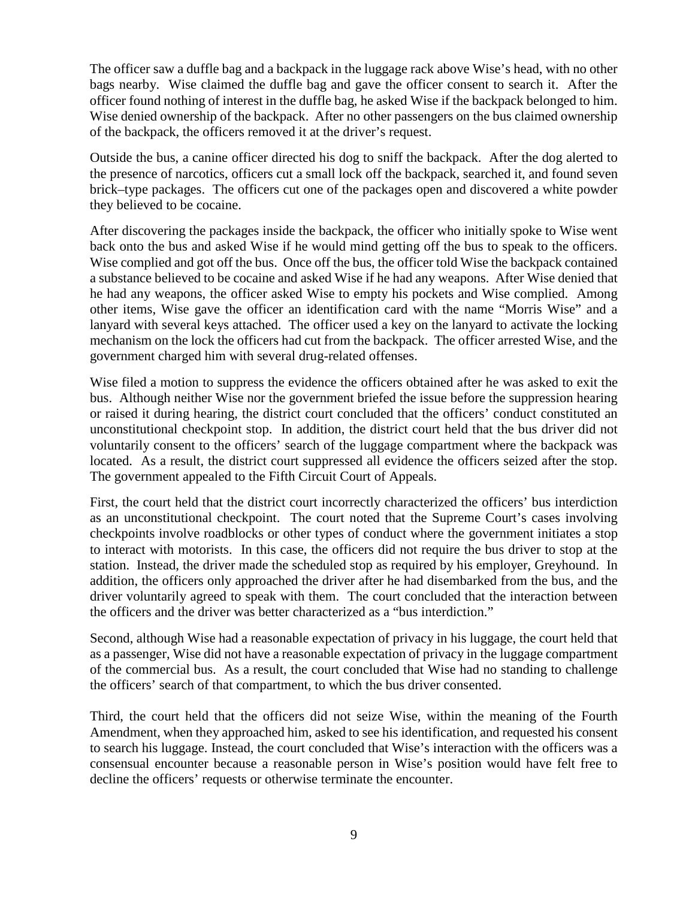The officer saw a duffle bag and a backpack in the luggage rack above Wise's head, with no other bags nearby. Wise claimed the duffle bag and gave the officer consent to search it. After the officer found nothing of interest in the duffle bag, he asked Wise if the backpack belonged to him. Wise denied ownership of the backpack. After no other passengers on the bus claimed ownership of the backpack, the officers removed it at the driver's request.

Outside the bus, a canine officer directed his dog to sniff the backpack. After the dog alerted to the presence of narcotics, officers cut a small lock off the backpack, searched it, and found seven brick–type packages. The officers cut one of the packages open and discovered a white powder they believed to be cocaine.

After discovering the packages inside the backpack, the officer who initially spoke to Wise went back onto the bus and asked Wise if he would mind getting off the bus to speak to the officers. Wise complied and got off the bus. Once off the bus, the officer told Wise the backpack contained a substance believed to be cocaine and asked Wise if he had any weapons. After Wise denied that he had any weapons, the officer asked Wise to empty his pockets and Wise complied. Among other items, Wise gave the officer an identification card with the name "Morris Wise" and a lanyard with several keys attached. The officer used a key on the lanyard to activate the locking mechanism on the lock the officers had cut from the backpack. The officer arrested Wise, and the government charged him with several drug-related offenses.

Wise filed a motion to suppress the evidence the officers obtained after he was asked to exit the bus. Although neither Wise nor the government briefed the issue before the suppression hearing or raised it during hearing, the district court concluded that the officers' conduct constituted an unconstitutional checkpoint stop. In addition, the district court held that the bus driver did not voluntarily consent to the officers' search of the luggage compartment where the backpack was located. As a result, the district court suppressed all evidence the officers seized after the stop. The government appealed to the Fifth Circuit Court of Appeals.

First, the court held that the district court incorrectly characterized the officers' bus interdiction as an unconstitutional checkpoint. The court noted that the Supreme Court's cases involving checkpoints involve roadblocks or other types of conduct where the government initiates a stop to interact with motorists. In this case, the officers did not require the bus driver to stop at the station. Instead, the driver made the scheduled stop as required by his employer, Greyhound. In addition, the officers only approached the driver after he had disembarked from the bus, and the driver voluntarily agreed to speak with them. The court concluded that the interaction between the officers and the driver was better characterized as a "bus interdiction."

Second, although Wise had a reasonable expectation of privacy in his luggage, the court held that as a passenger, Wise did not have a reasonable expectation of privacy in the luggage compartment of the commercial bus. As a result, the court concluded that Wise had no standing to challenge the officers' search of that compartment, to which the bus driver consented.

Third, the court held that the officers did not seize Wise, within the meaning of the Fourth Amendment, when they approached him, asked to see his identification, and requested his consent to search his luggage. Instead, the court concluded that Wise's interaction with the officers was a consensual encounter because a reasonable person in Wise's position would have felt free to decline the officers' requests or otherwise terminate the encounter.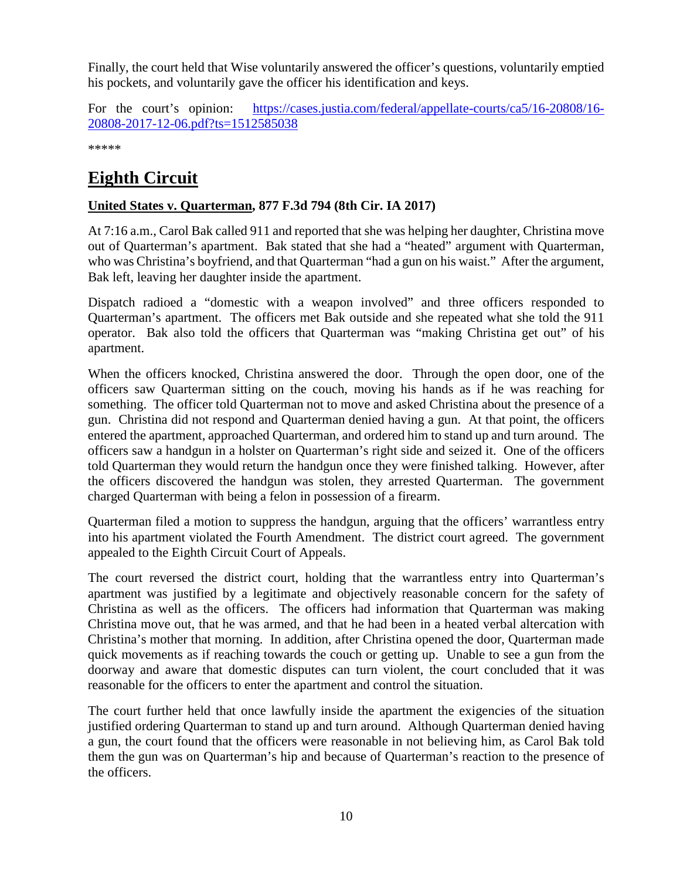Finally, the court held that Wise voluntarily answered the officer's questions, voluntarily emptied his pockets, and voluntarily gave the officer his identification and keys.

For the court's opinion: [https://cases.justia.com/federal/appellate-courts/ca5/16-20808/16-20808-2017-12-06.pdf?ts=1512585038](https://cases.justia.com/federal/appellate-courts/ca5/16-20808/16-20808-2017-12-06.pdf?ts=1512585038)

*****

# Eighth Circuit

**United States v. Quarterman, 877 F.3d 794 (8th Cir. IA 2017)**

At 7:16 a.m., Carol Bak called 911 and reported that she was helping her daughter, Christina move out of Quarterman's apartment. Bak stated that she had a "heated" argument with Quarterman, who was Christina's boyfriend, and that Quarterman "had a gun on his waist." After the argument, Bak left, leaving her daughter inside the apartment.

Dispatch radioed a "domestic with a weapon involved" and three officers responded to Quarterman's apartment. The officers met Bak outside and she repeated what she told the 911 operator. Bak also told the officers that Quarterman was "making Christina get out" of his apartment.

When the officers knocked, Christina answered the door. Through the open door, one of the officers saw Quarterman sitting on the couch, moving his hands as if he was reaching for something. The officer told Quarterman not to move and asked Christina about the presence of a gun. Christina did not respond and Quarterman denied having a gun. At that point, the officers entered the apartment, approached Quarterman, and ordered him to stand up and turn around. The officers saw a handgun in a holster on Quarterman's right side and seized it. One of the officers told Quarterman they would return the handgun once they were finished talking. However, after the officers discovered the handgun was stolen, they arrested Quarterman. The government charged Quarterman with being a felon in possession of a firearm.

Quarterman filed a motion to suppress the handgun, arguing that the officers' warrantless entry into his apartment violated the Fourth Amendment. The district court agreed. The government appealed to the Eighth Circuit Court of Appeals.

The court reversed the district court, holding that the warrantless entry into Quarterman's apartment was justified by a legitimate and objectively reasonable concern for the safety of Christina as well as the officers. The officers had information that Quarterman was making Christina move out, that he was armed, and that he had been in a heated verbal altercation with Christina's mother that morning. In addition, after Christina opened the door, Quarterman made quick movements as if reaching towards the couch or getting up. Unable to see a gun from the doorway and aware that domestic disputes can turn violent, the court concluded that it was reasonable for the officers to enter the apartment and control the situation.

The court further held that once lawfully inside the apartment the exigencies of the situation justified ordering Quarterman to stand up and turn around. Although Quarterman denied having a gun, the court found that the officers were reasonable in not believing him, as Carol Bak told them the gun was on Quarterman's hip and because of Quarterman's reaction to the presence of the officers.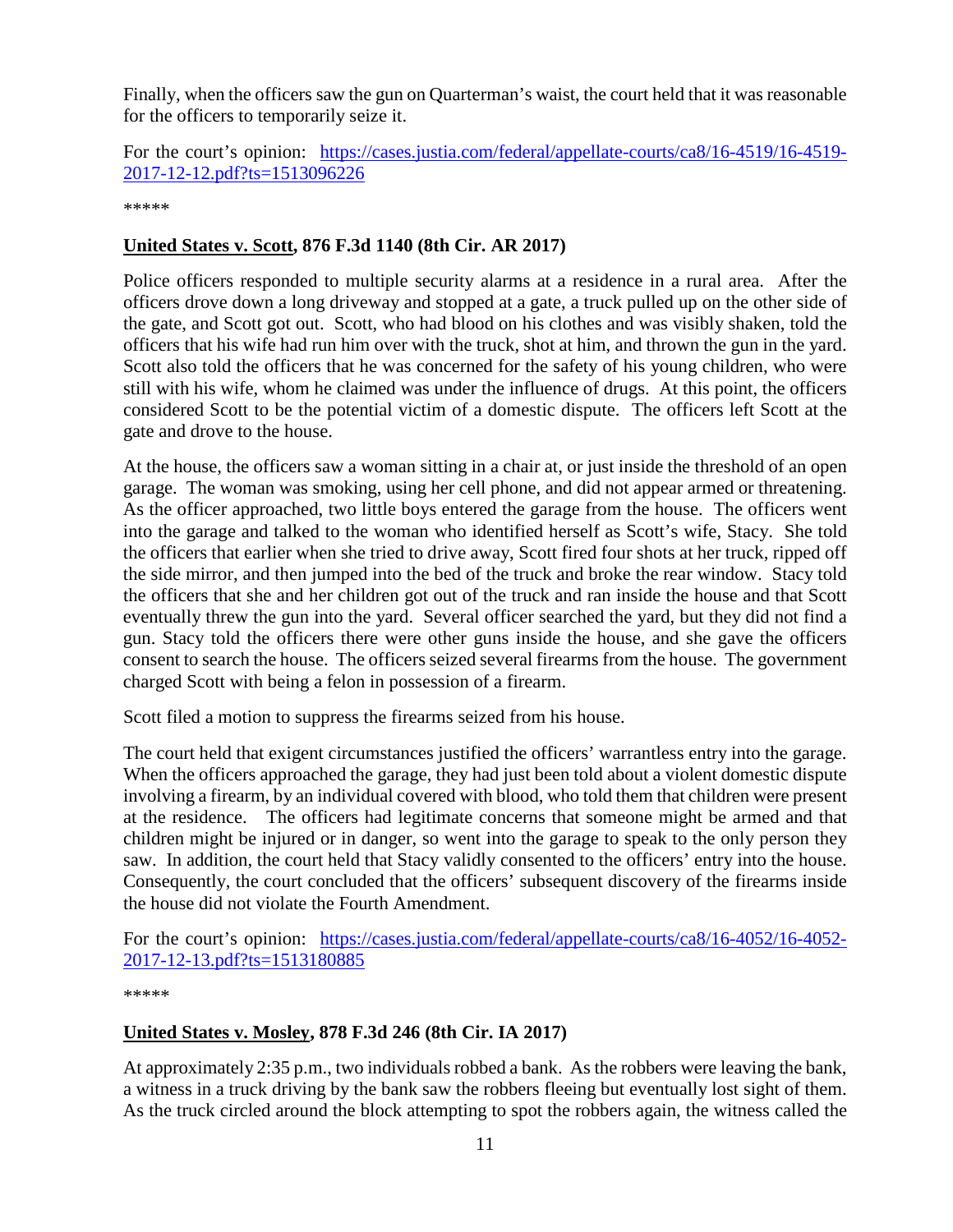Finally, when the officers saw the gun on Quarterman's waist, the court held that it was reasonable for the officers to temporarily seize it.

For the court's opinion: [https://cases.justia.com/federal/appellate-courts/ca8/16-4519/16-4519-2017-12-12.pdf?ts=1513096226](https://cases.justia.com/federal/appellate-courts/ca8/16-4519/16-4519-2017-12-12.pdf?ts=1513096226)

*****

**United States v. Scott, 876 F.3d 1140 (8th Cir. AR 2017)**

Police officers responded to multiple security alarms at a residence in a rural area. After the officers drove down a long driveway and stopped at a gate, a truck pulled up on the other side of the gate, and Scott got out. Scott, who had blood on his clothes and was visibly shaken, told the officers that his wife had run him over with the truck, shot at him, and thrown the gun in the yard. Scott also told the officers that he was concerned for the safety of his young children, who were still with his wife, whom he claimed was under the influence of drugs. At this point, the officers considered Scott to be the potential victim of a domestic dispute. The officers left Scott at the gate and drove to the house.

At the house, the officers saw a woman sitting in a chair at, or just inside the threshold of an open garage. The woman was smoking, using her cell phone, and did not appear armed or threatening. As the officer approached, two little boys entered the garage from the house. The officers went into the garage and talked to the woman who identified herself as Scott's wife, Stacy. She told the officers that earlier when she tried to drive away, Scott fired four shots at her truck, ripped off the side mirror, and then jumped into the bed of the truck and broke the rear window. Stacy told the officers that she and her children got out of the truck and ran inside the house and that Scott eventually threw the gun into the yard. Several officer searched the yard, but they did not find a gun. Stacy told the officers there were other guns inside the house, and she gave the officers consent to search the house. The officers seized several firearms from the house. The government charged Scott with being a felon in possession of a firearm.

Scott filed a motion to suppress the firearms seized from his house.

The court held that exigent circumstances justified the officers' warrantless entry into the garage. When the officers approached the garage, they had just been told about a violent domestic dispute involving a firearm, by an individual covered with blood, who told them that children were present at the residence. The officers had legitimate concerns that someone might be armed and that children might be injured or in danger, so went into the garage to speak to the only person they saw. In addition, the court held that Stacy validly consented to the officers' entry into the house. Consequently, the court concluded that the officers' subsequent discovery of the firearms inside the house did not violate the Fourth Amendment.

For the court's opinion: [https://cases.justia.com/federal/appellate-courts/ca8/16-4052/16-4052-2017-12-13.pdf?ts=1513180885](https://cases.justia.com/federal/appellate-courts/ca8/16-4052/16-4052-2017-12-13.pdf?ts=1513180885)

*****

**United States v. Mosley, 878 F.3d 246 (8th Cir. IA 2017)**

At approximately 2:35 p.m., two individuals robbed a bank. As the robbers were leaving the bank, a witness in a truck driving by the bank saw the robbers fleeing but eventually lost sight of them. As the truck circled around the block attempting to spot the robbers again, the witness called the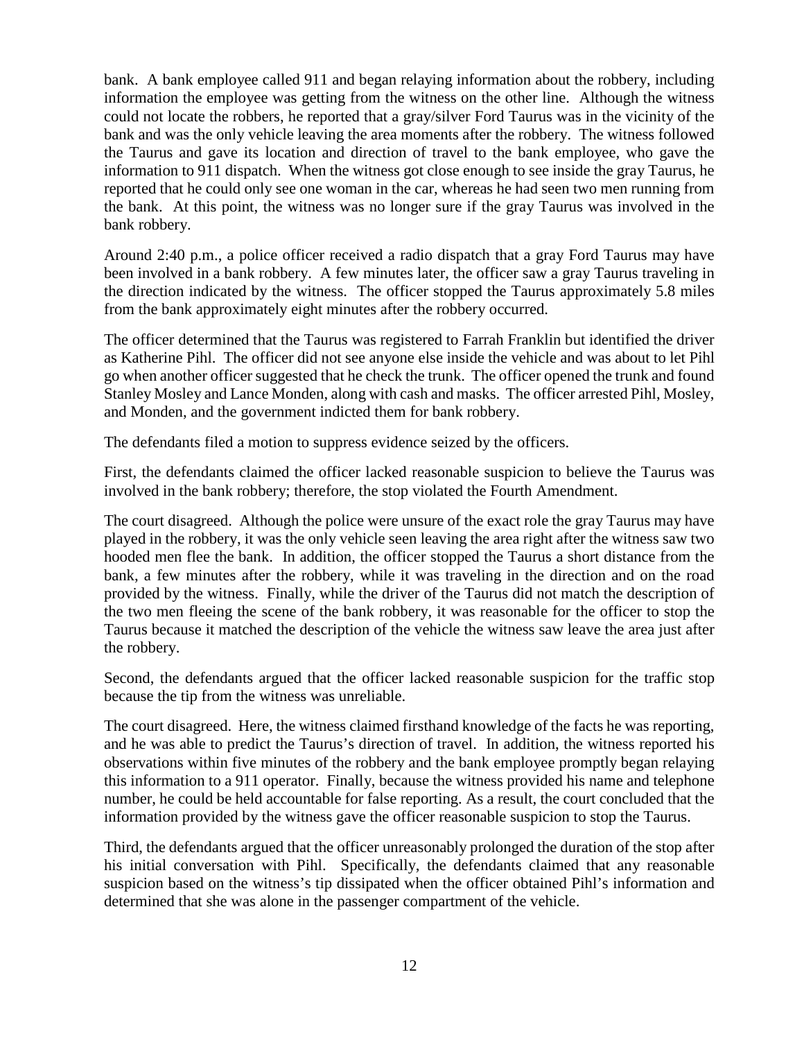bank. A bank employee called 911 and began relaying information about the robbery, including information the employee was getting from the witness on the other line. Although the witness could not locate the robbers, he reported that a gray/silver Ford Taurus was in the vicinity of the bank and was the only vehicle leaving the area moments after the robbery. The witness followed the Taurus and gave its location and direction of travel to the bank employee, who gave the information to 911 dispatch. When the witness got close enough to see inside the gray Taurus, he reported that he could only see one woman in the car, whereas he had seen two men running from the bank. At this point, the witness was no longer sure if the gray Taurus was involved in the bank robbery.

Around 2:40 p.m., a police officer received a radio dispatch that a gray Ford Taurus may have been involved in a bank robbery. A few minutes later, the officer saw a gray Taurus traveling in the direction indicated by the witness. The officer stopped the Taurus approximately 5.8 miles from the bank approximately eight minutes after the robbery occurred.

The officer determined that the Taurus was registered to Farrah Franklin but identified the driver as Katherine Pihl. The officer did not see anyone else inside the vehicle and was about to let Pihl go when another officer suggested that he check the trunk. The officer opened the trunk and found Stanley Mosley and Lance Monden, along with cash and masks. The officer arrested Pihl, Mosley, and Monden, and the government indicted them for bank robbery.

The defendants filed a motion to suppress evidence seized by the officers.

First, the defendants claimed the officer lacked reasonable suspicion to believe the Taurus was involved in the bank robbery; therefore, the stop violated the Fourth Amendment.

The court disagreed. Although the police were unsure of the exact role the gray Taurus may have played in the robbery, it was the only vehicle seen leaving the area right after the witness saw two hooded men flee the bank. In addition, the officer stopped the Taurus a short distance from the bank, a few minutes after the robbery, while it was traveling in the direction and on the road provided by the witness. Finally, while the driver of the Taurus did not match the description of the two men fleeing the scene of the bank robbery, it was reasonable for the officer to stop the Taurus because it matched the description of the vehicle the witness saw leave the area just after the robbery.

Second, the defendants argued that the officer lacked reasonable suspicion for the traffic stop because the tip from the witness was unreliable.

The court disagreed. Here, the witness claimed firsthand knowledge of the facts he was reporting, and he was able to predict the Taurus's direction of travel. In addition, the witness reported his observations within five minutes of the robbery and the bank employee promptly began relaying this information to a 911 operator. Finally, because the witness provided his name and telephone number, he could be held accountable for false reporting. As a result, the court concluded that the information provided by the witness gave the officer reasonable suspicion to stop the Taurus.

Third, the defendants argued that the officer unreasonably prolonged the duration of the stop after his initial conversation with Pihl. Specifically, the defendants claimed that any reasonable suspicion based on the witness's tip dissipated when the officer obtained Pihl's information and determined that she was alone in the passenger compartment of the vehicle.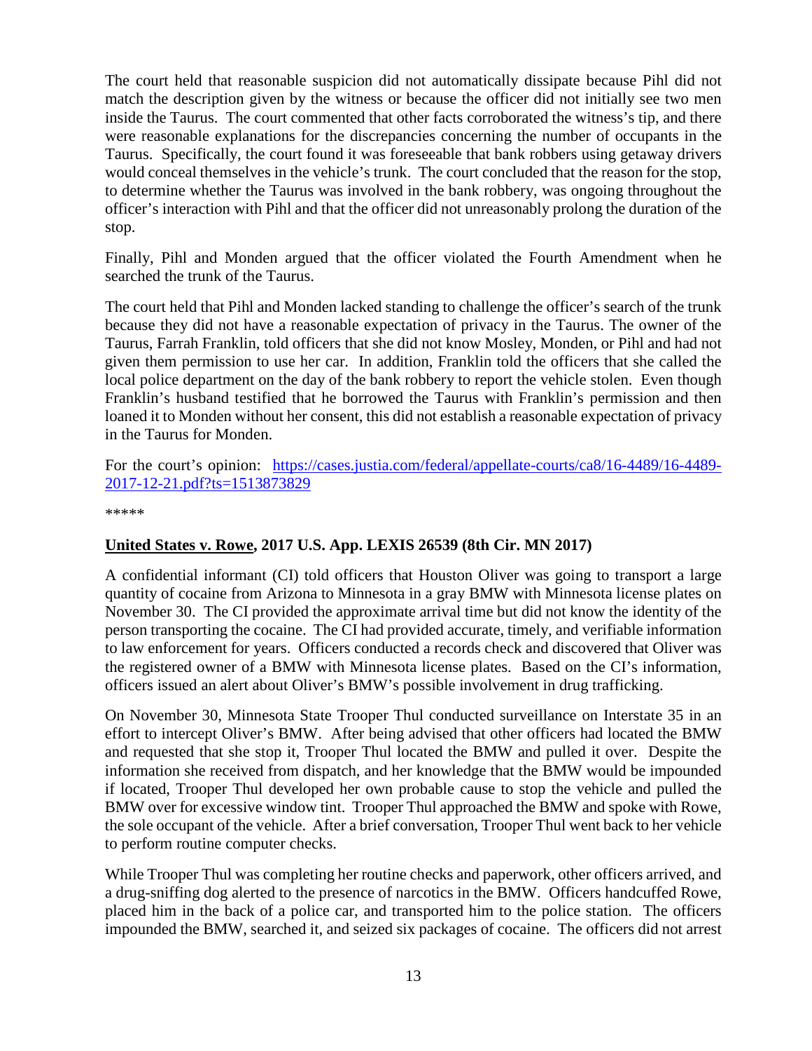The court held that reasonable suspicion did not automatically dissipate because Pihl did not match the description given by the witness or because the officer did not initially see two men inside the Taurus. The court commented that other facts corroborated the witness's tip, and there were reasonable explanations for the discrepancies concerning the number of occupants in the Taurus. Specifically, the court found it was foreseeable that bank robbers using getaway drivers would conceal themselves in the vehicle's trunk. The court concluded that the reason for the stop, to determine whether the Taurus was involved in the bank robbery, was ongoing throughout the officer's interaction with Pihl and that the officer did not unreasonably prolong the duration of the stop.

Finally, Pihl and Monden argued that the officer violated the Fourth Amendment when he searched the trunk of the Taurus.

The court held that Pihl and Monden lacked standing to challenge the officer's search of the trunk because they did not have a reasonable expectation of privacy in the Taurus. The owner of the Taurus, Farrah Franklin, told officers that she did not know Mosley, Monden, or Pihl and had not given them permission to use her car. In addition, Franklin told the officers that she called the local police department on the day of the bank robbery to report the vehicle stolen. Even though Franklin's husband testified that he borrowed the Taurus with Franklin's permission and then loaned it to Monden without her consent, this did not establish a reasonable expectation of privacy in the Taurus for Monden.

For the court's opinion: [https://cases.justia.com/federal/appellate-courts/ca8/16-4489/16-4489-2017-12-21.pdf?ts=1513873829](https://cases.justia.com/federal/appellate-courts/ca8/16-4489/16-4489-2017-12-21.pdf?ts=1513873829)

*****

**United States v. Rowe, 2017 U.S. App. LEXIS 26539 (8th Cir. MN 2017)**

A confidential informant (CI) told officers that Houston Oliver was going to transport a large quantity of cocaine from Arizona to Minnesota in a gray BMW with Minnesota license plates on November 30. The CI provided the approximate arrival time but did not know the identity of the person transporting the cocaine. The CI had provided accurate, timely, and verifiable information to law enforcement for years. Officers conducted a records check and discovered that Oliver was the registered owner of a BMW with Minnesota license plates. Based on the CI's information, officers issued an alert about Oliver's BMW's possible involvement in drug trafficking.

On November 30, Minnesota State Trooper Thul conducted surveillance on Interstate 35 in an effort to intercept Oliver's BMW. After being advised that other officers had located the BMW and requested that she stop it, Trooper Thul located the BMW and pulled it over. Despite the information she received from dispatch, and her knowledge that the BMW would be impounded if located, Trooper Thul developed her own probable cause to stop the vehicle and pulled the BMW over for excessive window tint. Trooper Thul approached the BMW and spoke with Rowe, the sole occupant of the vehicle. After a brief conversation, Trooper Thul went back to her vehicle to perform routine computer checks.

While Trooper Thul was completing her routine checks and paperwork, other officers arrived, and a drug-sniffing dog alerted to the presence of narcotics in the BMW. Officers handcuffed Rowe, placed him in the back of a police car, and transported him to the police station. The officers impounded the BMW, searched it, and seized six packages of cocaine. The officers did not arrest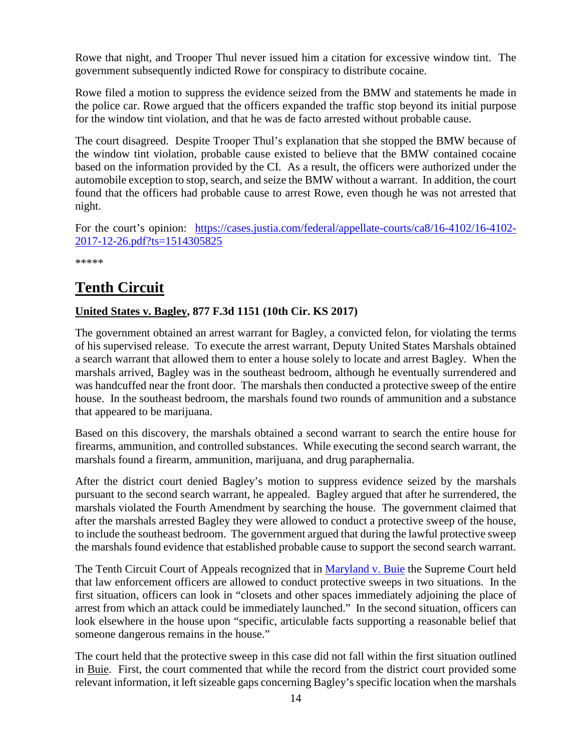Rowe that night, and Trooper Thul never issued him a citation for excessive window tint. The government subsequently indicted Rowe for conspiracy to distribute cocaine.

Rowe filed a motion to suppress the evidence seized from the BMW and statements he made in the police car. Rowe argued that the officers expanded the traffic stop beyond its initial purpose for the window tint violation, and that he was de facto arrested without probable cause.

The court disagreed. Despite Trooper Thul's explanation that she stopped the BMW because of the window tint violation, probable cause existed to believe that the BMW contained cocaine based on the information provided by the CI. As a result, the officers were authorized under the automobile exception to stop, search, and seize the BMW without a warrant. In addition, the court found that the officers had probable cause to arrest Rowe, even though he was not arrested that night.

For the court's opinion: [https://cases.justia.com/federal/appellate-courts/ca8/16-4102/16-4102-2017-12-26.pdf?ts=1514305825](https://cases.justia.com/federal/appellate-courts/ca8/16-4102/16-4102-2017-12-26.pdf?ts=1514305825)

*****

## Tenth Circuit

**United States v. Bagley, 877 F.3d 1151 (10th Cir. KS 2017)**

The government obtained an arrest warrant for Bagley, a convicted felon, for violating the terms of his supervised release. To execute the arrest warrant, Deputy United States Marshals obtained a search warrant that allowed them to enter a house solely to locate and arrest Bagley. When the marshals arrived, Bagley was in the southeast bedroom, although he eventually surrendered and was handcuffed near the front door. The marshals then conducted a protective sweep of the entire house. In the southeast bedroom, the marshals found two rounds of ammunition and a substance that appeared to be marijuana.

Based on this discovery, the marshals obtained a second warrant to search the entire house for firearms, ammunition, and controlled substances. While executing the second search warrant, the marshals found a firearm, ammunition, marijuana, and drug paraphernalia.

After the district court denied Bagley's motion to suppress evidence seized by the marshals pursuant to the second search warrant, he appealed. Bagley argued that after he surrendered, the marshals violated the Fourth Amendment by searching the house. The government claimed that after the marshals arrested Bagley they were allowed to conduct a protective sweep of the house, to include the southeast bedroom. The government argued that during the lawful protective sweep the marshals found evidence that established probable cause to support the second search warrant.

The Tenth Circuit Court of Appeals recognized that in Maryland v. Buie the Supreme Court held that law enforcement officers are allowed to conduct protective sweeps in two situations. In the first situation, officers can look in "closets and other spaces immediately adjoining the place of arrest from which an attack could be immediately launched." In the second situation, officers can look elsewhere in the house upon "specific, articulable facts supporting a reasonable belief that someone dangerous remains in the house."

The court held that the protective sweep in this case did not fall within the first situation outlined in Buie. First, the court commented that while the record from the district court provided some relevant information, it left sizeable gaps concerning Bagley's specific location when the marshals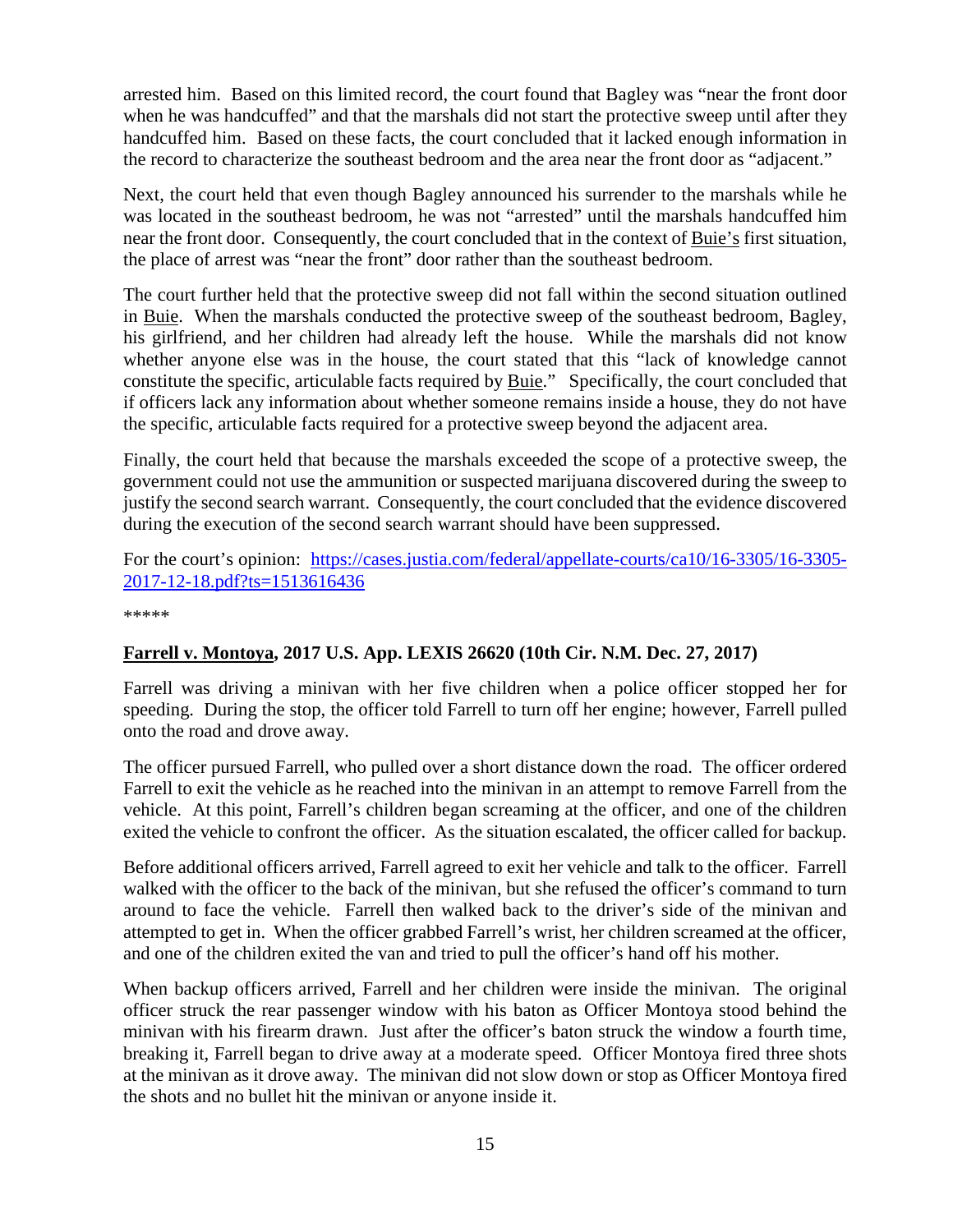arrested him. Based on this limited record, the court found that Bagley was "near the front door when he was handcuffed" and that the marshals did not start the protective sweep until after they handcuffed him. Based on these facts, the court concluded that it lacked enough information in the record to characterize the southeast bedroom and the area near the front door as "adjacent."

Next, the court held that even though Bagley announced his surrender to the marshals while he was located in the southeast bedroom, he was not "arrested" until the marshals handcuffed him near the front door. Consequently, the court concluded that in the context of Buie's first situation, the place of arrest was "near the front" door rather than the southeast bedroom.

The court further held that the protective sweep did not fall within the second situation outlined in Buie. When the marshals conducted the protective sweep of the southeast bedroom, Bagley, his girlfriend, and her children had already left the house. While the marshals did not know whether anyone else was in the house, the court stated that this "lack of knowledge cannot constitute the specific, articulable facts required by Buie." Specifically, the court concluded that if officers lack any information about whether someone remains inside a house, they do not have the specific, articulable facts required for a protective sweep beyond the adjacent area.

Finally, the court held that because the marshals exceeded the scope of a protective sweep, the government could not use the ammunition or suspected marijuana discovered during the sweep to justify the second search warrant. Consequently, the court concluded that the evidence discovered during the execution of the second search warrant should have been suppressed.

For the court's opinion: [https://cases.justia.com/federal/appellate-courts/ca10/16-3305/16-3305-2017-12-18.pdf?ts=1513616436](https://cases.justia.com/federal/appellate-courts/ca10/16-3305/16-3305-2017-12-18.pdf?ts=1513616436)

*****

**Farrell v. Montoya, 2017 U.S. App. LEXIS 26620 (10th Cir. N.M. Dec. 27, 2017)**

Farrell was driving a minivan with her five children when a police officer stopped her for speeding. During the stop, the officer told Farrell to turn off her engine; however, Farrell pulled onto the road and drove away.

The officer pursued Farrell, who pulled over a short distance down the road. The officer ordered Farrell to exit the vehicle as he reached into the minivan in an attempt to remove Farrell from the vehicle. At this point, Farrell's children began screaming at the officer, and one of the children exited the vehicle to confront the officer. As the situation escalated, the officer called for backup.

Before additional officers arrived, Farrell agreed to exit her vehicle and talk to the officer. Farrell walked with the officer to the back of the minivan, but she refused the officer's command to turn around to face the vehicle. Farrell then walked back to the driver's side of the minivan and attempted to get in. When the officer grabbed Farrell's wrist, her children screamed at the officer, and one of the children exited the van and tried to pull the officer's hand off his mother.

When backup officers arrived, Farrell and her children were inside the minivan. The original officer struck the rear passenger window with his baton as Officer Montoya stood behind the minivan with his firearm drawn. Just after the officer's baton struck the window a fourth time, breaking it, Farrell began to drive away at a moderate speed. Officer Montoya fired three shots at the minivan as it drove away. The minivan did not slow down or stop as Officer Montoya fired the shots and no bullet hit the minivan or anyone inside it.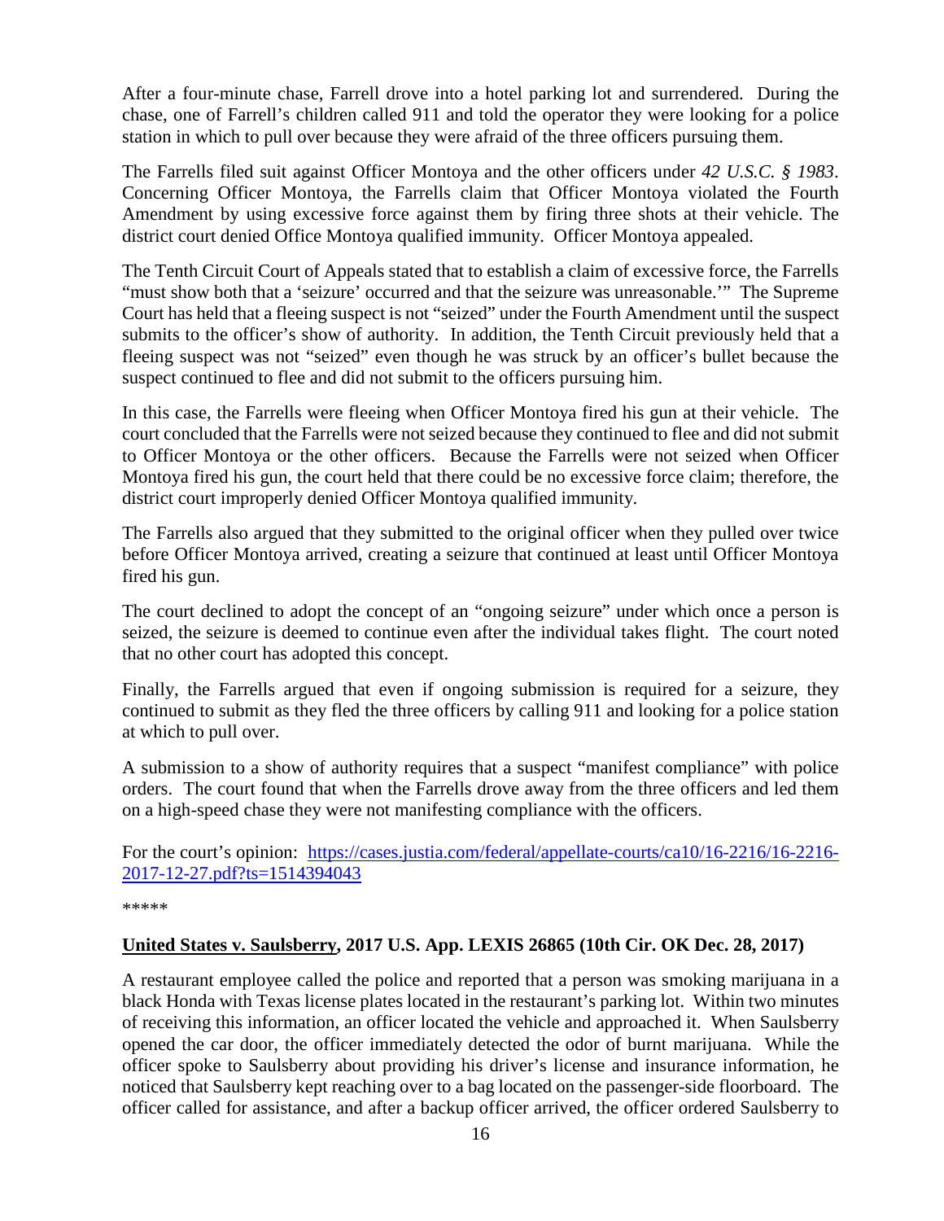After a four-minute chase, Farrell drove into a hotel parking lot and surrendered. During the chase, one of Farrell's children called 911 and told the operator they were looking for a police station in which to pull over because they were afraid of the three officers pursuing them.

The Farrells filed suit against Officer Montoya and the other officers under *42 U.S.C. § 1983*. Concerning Officer Montoya, the Farrells claim that Officer Montoya violated the Fourth Amendment by using excessive force against them by firing three shots at their vehicle. The district court denied Office Montoya qualified immunity. Officer Montoya appealed.

The Tenth Circuit Court of Appeals stated that to establish a claim of excessive force, the Farrells "must show both that a 'seizure' occurred and that the seizure was unreasonable.'" The Supreme Court has held that a fleeing suspect is not "seized" under the Fourth Amendment until the suspect submits to the officer's show of authority. In addition, the Tenth Circuit previously held that a fleeing suspect was not "seized" even though he was struck by an officer's bullet because the suspect continued to flee and did not submit to the officers pursuing him.

In this case, the Farrells were fleeing when Officer Montoya fired his gun at their vehicle. The court concluded that the Farrells were not seized because they continued to flee and did not submit to Officer Montoya or the other officers. Because the Farrells were not seized when Officer Montoya fired his gun, the court held that there could be no excessive force claim; therefore, the district court improperly denied Officer Montoya qualified immunity.

The Farrells also argued that they submitted to the original officer when they pulled over twice before Officer Montoya arrived, creating a seizure that continued at least until Officer Montoya fired his gun.

The court declined to adopt the concept of an "ongoing seizure" under which once a person is seized, the seizure is deemed to continue even after the individual takes flight. The court noted that no other court has adopted this concept.

Finally, the Farrells argued that even if ongoing submission is required for a seizure, they continued to submit as they fled the three officers by calling 911 and looking for a police station at which to pull over.

A submission to a show of authority requires that a suspect "manifest compliance" with police orders. The court found that when the Farrells drove away from the three officers and led them on a high-speed chase they were not manifesting compliance with the officers.

For the court's opinion: [https://cases.justia.com/federal/appellate-courts/ca10/16-2216/16-2216-2017-12-27.pdf?ts=1514394043](https://cases.justia.com/federal/appellate-courts/ca10/16-2216/16-2216-2017-12-27.pdf?ts=1514394043)

*****

### **United States v. Saulsberry, 2017 U.S. App. LEXIS 26865 (10th Cir. OK Dec. 28, 2017)**

A restaurant employee called the police and reported that a person was smoking marijuana in a black Honda with Texas license plates located in the restaurant's parking lot. Within two minutes of receiving this information, an officer located the vehicle and approached it. When Saulsberry opened the car door, the officer immediately detected the odor of burnt marijuana. While the officer spoke to Saulsberry about providing his driver's license and insurance information, he noticed that Saulsberry kept reaching over to a bag located on the passenger-side floorboard. The officer called for assistance, and after a backup officer arrived, the officer ordered Saulsberry to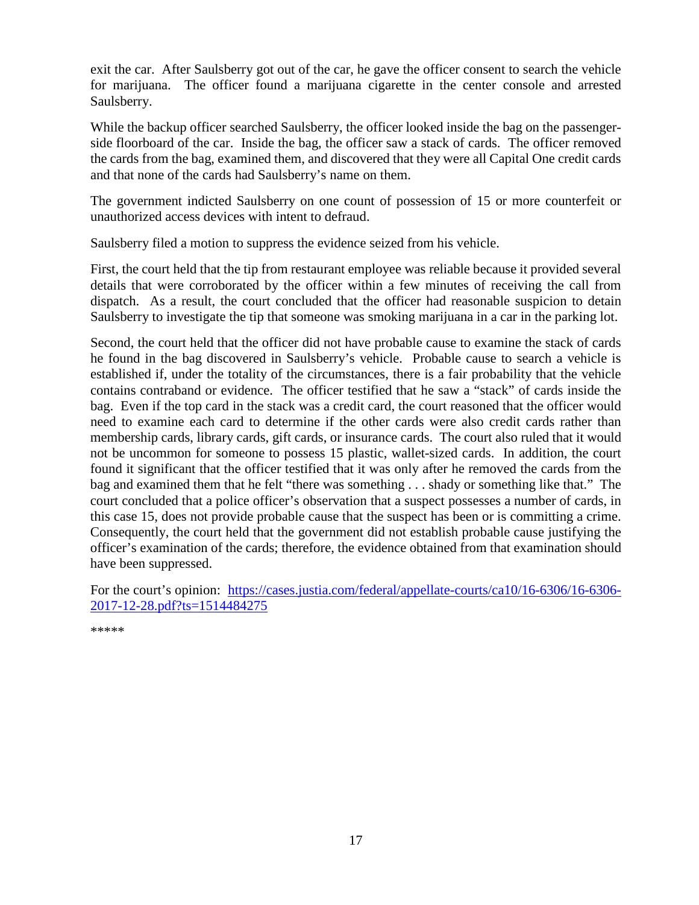exit the car. After Saulsberry got out of the car, he gave the officer consent to search the vehicle for marijuana. The officer found a marijuana cigarette in the center console and arrested Saulsberry.

While the backup officer searched Saulsberry, the officer looked inside the bag on the passenger-side floorboard of the car. Inside the bag, the officer saw a stack of cards. The officer removed the cards from the bag, examined them, and discovered that they were all Capital One credit cards and that none of the cards had Saulsberry's name on them.

The government indicted Saulsberry on one count of possession of 15 or more counterfeit or unauthorized access devices with intent to defraud.

Saulsberry filed a motion to suppress the evidence seized from his vehicle.

First, the court held that the tip from restaurant employee was reliable because it provided several details that were corroborated by the officer within a few minutes of receiving the call from dispatch. As a result, the court concluded that the officer had reasonable suspicion to detain Saulsberry to investigate the tip that someone was smoking marijuana in a car in the parking lot.

Second, the court held that the officer did not have probable cause to examine the stack of cards he found in the bag discovered in Saulsberry's vehicle. Probable cause to search a vehicle is established if, under the totality of the circumstances, there is a fair probability that the vehicle contains contraband or evidence. The officer testified that he saw a "stack" of cards inside the bag. Even if the top card in the stack was a credit card, the court reasoned that the officer would need to examine each card to determine if the other cards were also credit cards rather than membership cards, library cards, gift cards, or insurance cards. The court also ruled that it would not be uncommon for someone to possess 15 plastic, wallet-sized cards. In addition, the court found it significant that the officer testified that it was only after he removed the cards from the bag and examined them that he felt "there was something . . . shady or something like that." The court concluded that a police officer's observation that a suspect possesses a number of cards, in this case 15, does not provide probable cause that the suspect has been or is committing a crime. Consequently, the court held that the government did not establish probable cause justifying the officer's examination of the cards; therefore, the evidence obtained from that examination should have been suppressed.

For the court's opinion: [https://cases.justia.com/federal/appellate-courts/ca10/16-6306/16-6306-2017-12-28.pdf?ts=1514484275](https://cases.justia.com/federal/appellate-courts/ca10/16-6306/16-6306-2017-12-28.pdf?ts=1514484275)

*****